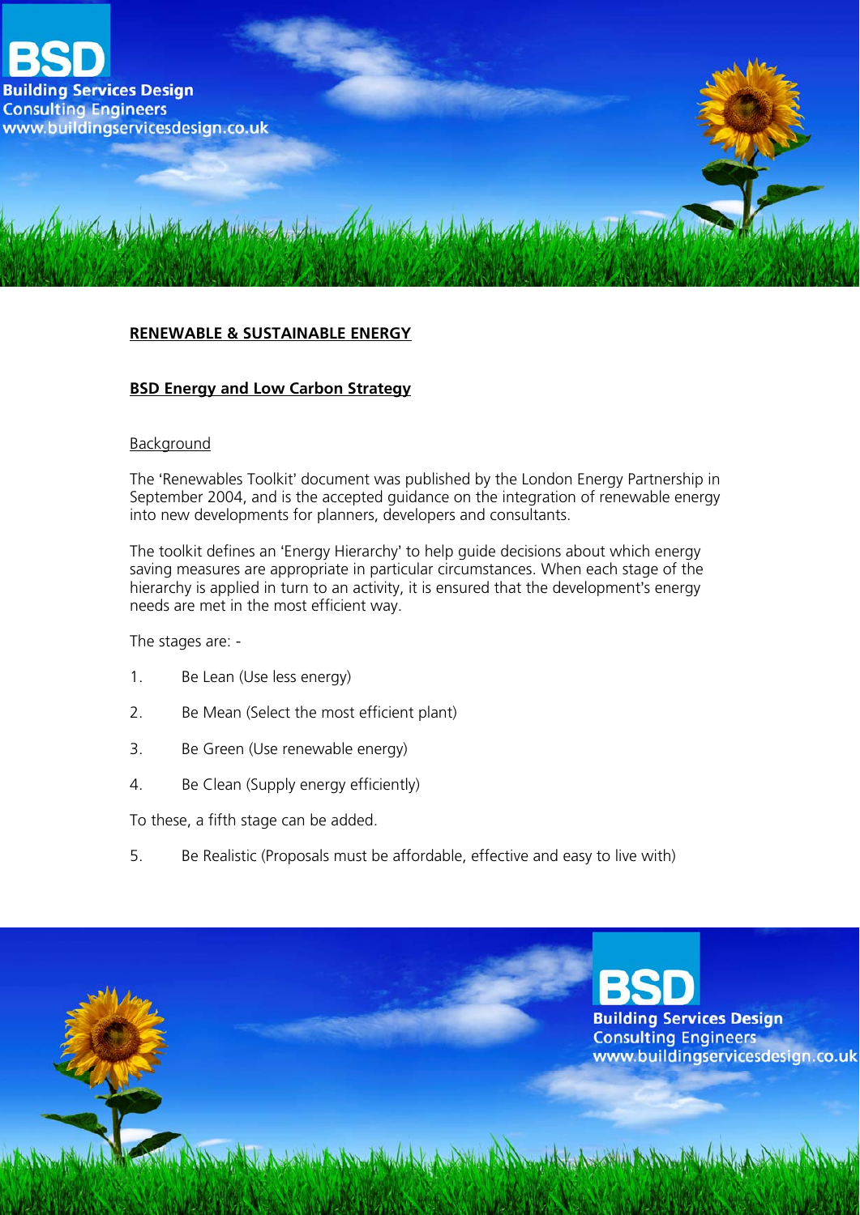## RENEWABLE & SUSTAINABLE ENERGY

### BSD Energy and Low Carbon Strategy

#### Background

The ‘Renewables Toolkit’ document was published by the London Energy Partnership in September 2004, and is the accepted guidance on the integration of renewable energy into new developments for planners, developers and consultants.

The toolkit defines an ‘Energy Hierarchy’ to help guide decisions about which energy saving measures are appropriate in particular circumstances. When each stage of the hierarchy is applied in turn to an activity, it is ensured that the development’s energy needs are met in the most efficient way.

The stages are: -

1. Be Lean (Use less energy)
2. Be Mean (Select the most efficient plant)
3. Be Green (Use renewable energy)
4. Be Clean (Supply energy efficiently)

To these, a fifth stage can be added.

5. Be Realistic (Proposals must be affordable, effective and easy to live with)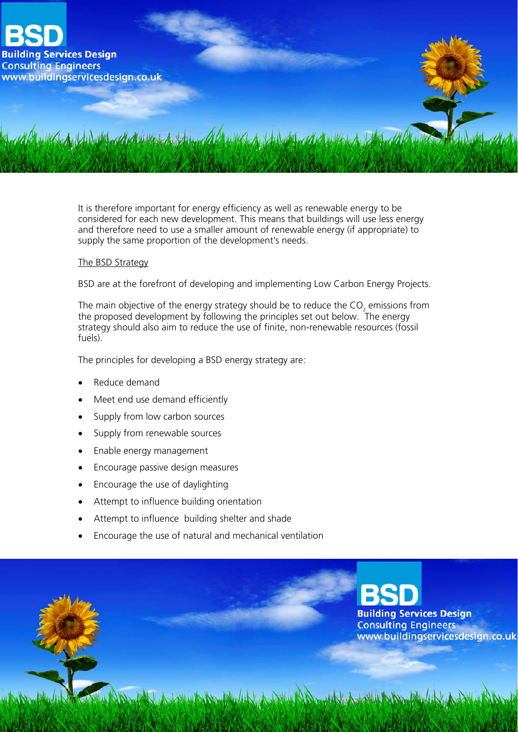It is therefore important for energy efficiency as well as renewable energy to be considered for each new development. This means that buildings will use less energy and therefore need to use a smaller amount of renewable energy (if appropriate) to supply the same proportion of the development's needs.

The BSD Strategy

BSD are at the forefront of developing and implementing Low Carbon Energy Projects.

The main objective of the energy strategy should be to reduce the $CO_2$ emissions from the proposed development by following the principles set out below. The energy strategy should also aim to reduce the use of finite, non-renewable resources (fossil fuels).

The principles for developing a BSD energy strategy are:

- Reduce demand
- Meet end use demand efficiently
- Supply from low carbon sources
- Supply from renewable sources
- Enable energy management
- Encourage passive design measures
- Encourage the use of daylighting
- Attempt to influence building orientation
- Attempt to influence building shelter and shade
- Encourage the use of natural and mechanical ventilation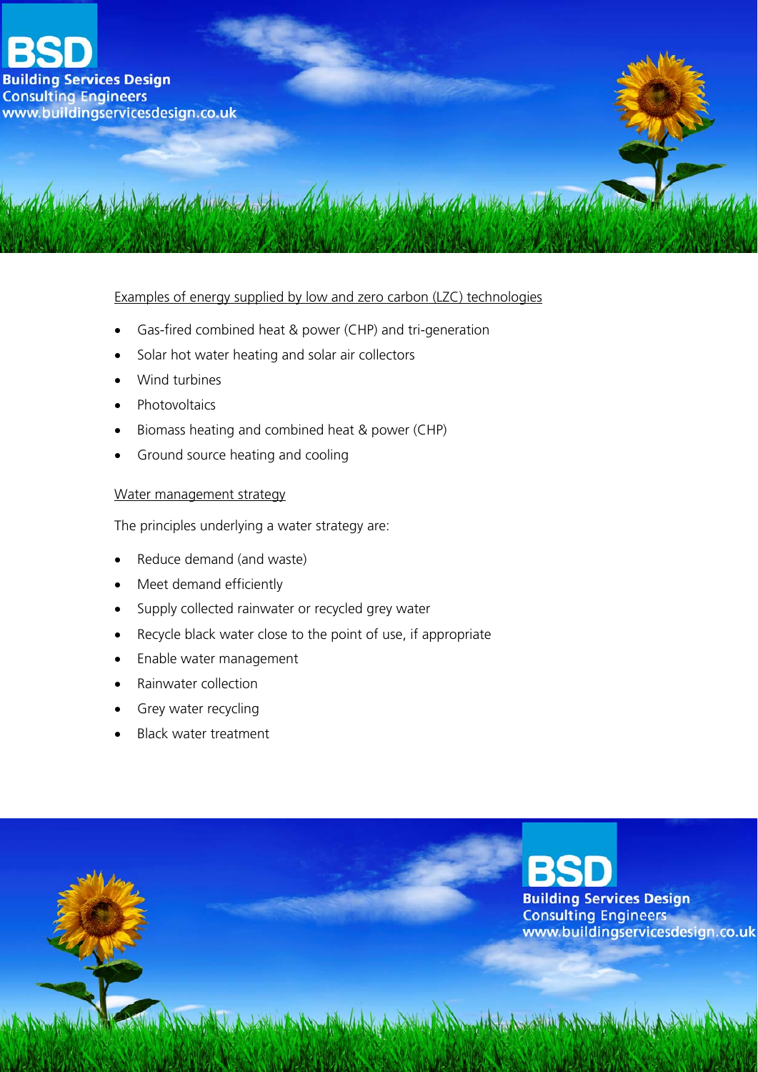Examples of energy supplied by low and zero carbon (LZC) technologies

- Gas-fired combined heat & power (CHP) and tri-generation
- Solar hot water heating and solar air collectors
- Wind turbines
- Photovoltaics
- Biomass heating and combined heat & power (CHP)
- Ground source heating and cooling

Water management strategy

The principles underlying a water strategy are:

- Reduce demand (and waste)
- Meet demand efficiently
- Supply collected rainwater or recycled grey water
- Recycle black water close to the point of use, if appropriate
- Enable water management
- Rainwater collection
- Grey water recycling
- Black water treatment